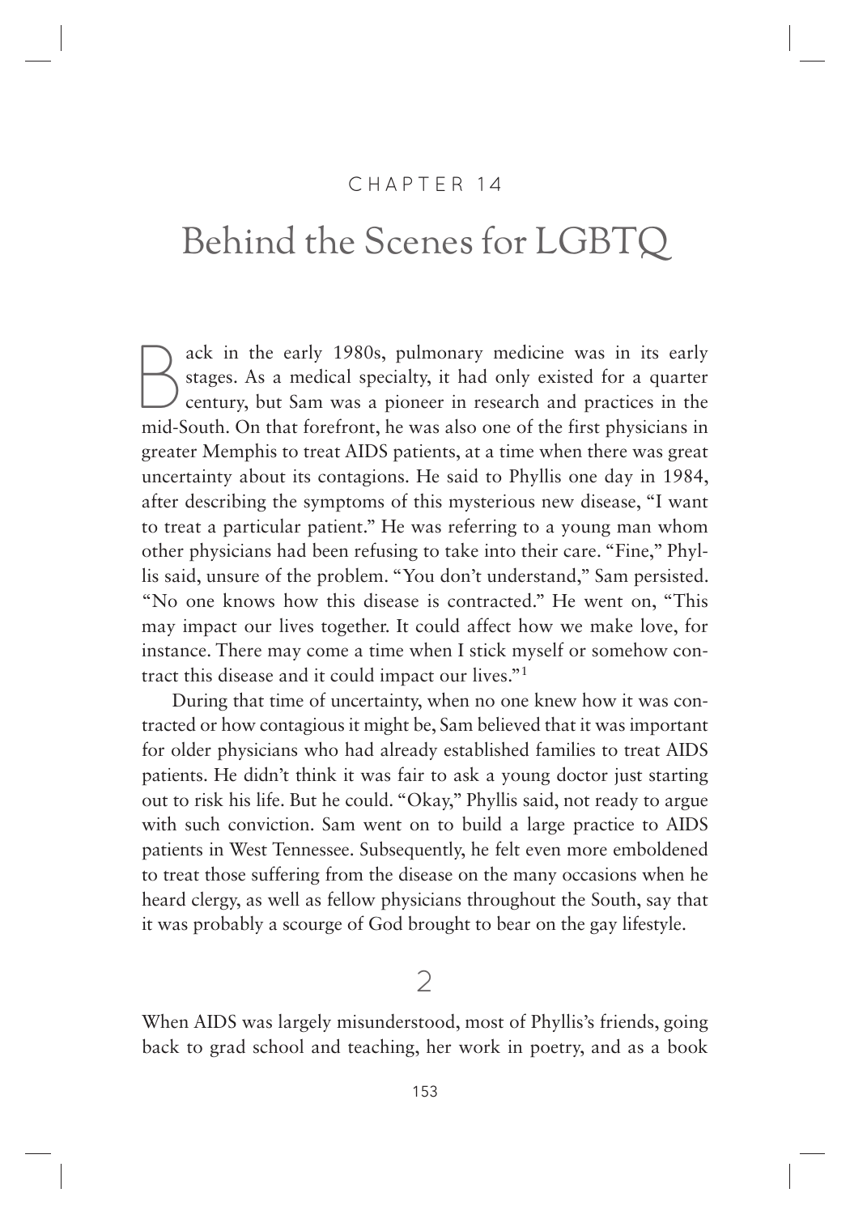CHAPTER 14

# Behind the Scenes for LGBTQ

Back in the early 1980s, pulmonary medicine was in its early stages. As a medical specialty, it had only existed for a quarter century, but Sam was a pioneer in research and practices in the mid-South. On that forefront, he was also one of the first physicians in greater Memphis to treat AIDS patients, at a time when there was great uncertainty about its contagions. He said to Phyllis one day in 1984, after describing the symptoms of this mysterious new disease, "I want to treat a particular patient." He was referring to a young man whom other physicians had been refusing to take into their care. "Fine," Phyllis said, unsure of the problem. "You don't understand," Sam persisted. "No one knows how this disease is contracted." He went on, "This may impact our lives together. It could affect how we make love, for instance. There may come a time when I stick myself or somehow contract this disease and it could impact our lives."[1]

During that time of uncertainty, when no one knew how it was contracted or how contagious it might be, Sam believed that it was important for older physicians who had already established families to treat AIDS patients. He didn't think it was fair to ask a young doctor just starting out to risk his life. But he could. "Okay," Phyllis said, not ready to argue with such conviction. Sam went on to build a large practice to AIDS patients in West Tennessee. Subsequently, he felt even more emboldened to treat those suffering from the disease on the many occasions when he heard clergy, as well as fellow physicians throughout the South, say that it was probably a scourge of God brought to bear on the gay lifestyle.

2

When AIDS was largely misunderstood, most of Phyllis's friends, going back to grad school and teaching, her work in poetry, and as a book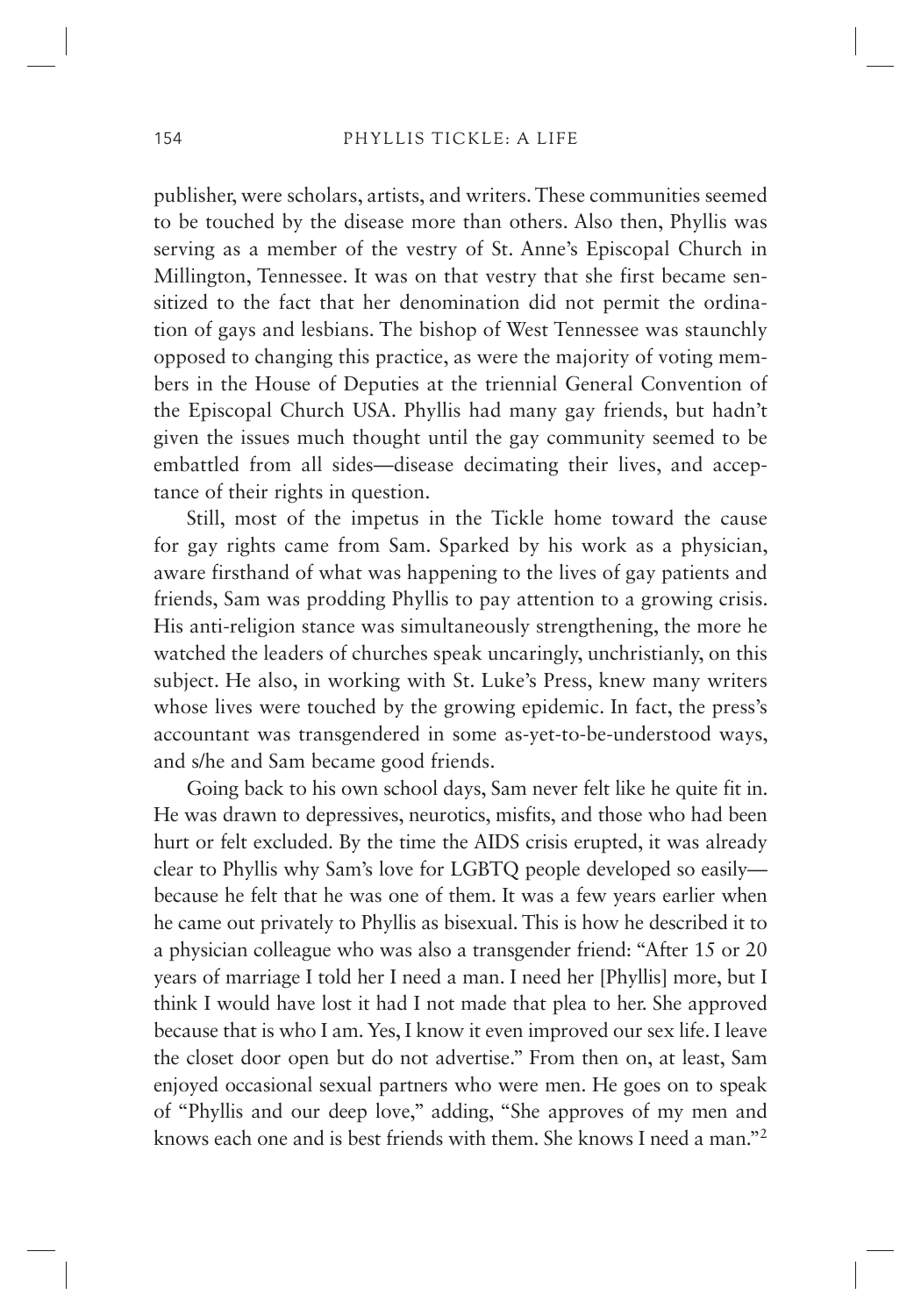publisher, were scholars, artists, and writers. These communities seemed to be touched by the disease more than others. Also then, Phyllis was serving as a member of the vestry of St. Anne's Episcopal Church in Millington, Tennessee. It was on that vestry that she first became sensitized to the fact that her denomination did not permit the ordination of gays and lesbians. The bishop of West Tennessee was staunchly opposed to changing this practice, as were the majority of voting members in the House of Deputies at the triennial General Convention of the Episcopal Church USA. Phyllis had many gay friends, but hadn't given the issues much thought until the gay community seemed to be embattled from all sides—disease decimating their lives, and acceptance of their rights in question.

Still, most of the impetus in the Tickle home toward the cause for gay rights came from Sam. Sparked by his work as a physician, aware firsthand of what was happening to the lives of gay patients and friends, Sam was prodding Phyllis to pay attention to a growing crisis. His anti-religion stance was simultaneously strengthening, the more he watched the leaders of churches speak uncaringly, unchristianly, on this subject. He also, in working with St. Luke's Press, knew many writers whose lives were touched by the growing epidemic. In fact, the press's accountant was transgendered in some as-yet-to-be-understood ways, and s/he and Sam became good friends.

Going back to his own school days, Sam never felt like he quite fit in. He was drawn to depressives, neurotics, misfits, and those who had been hurt or felt excluded. By the time the AIDS crisis erupted, it was already clear to Phyllis why Sam's love for LGBTQ people developed so easily—because he felt that he was one of them. It was a few years earlier when he came out privately to Phyllis as bisexual. This is how he described it to a physician colleague who was also a transgender friend: "After 15 or 20 years of marriage I told her I need a man. I need her [Phyllis] more, but I think I would have lost it had I not made that plea to her. She approved because that is who I am. Yes, I know it even improved our sex life. I leave the closet door open but do not advertise." From then on, at least, Sam enjoyed occasional sexual partners who were men. He goes on to speak of "Phyllis and our deep love," adding, "She approves of my men and knows each one and is best friends with them. She knows I need a man."[2]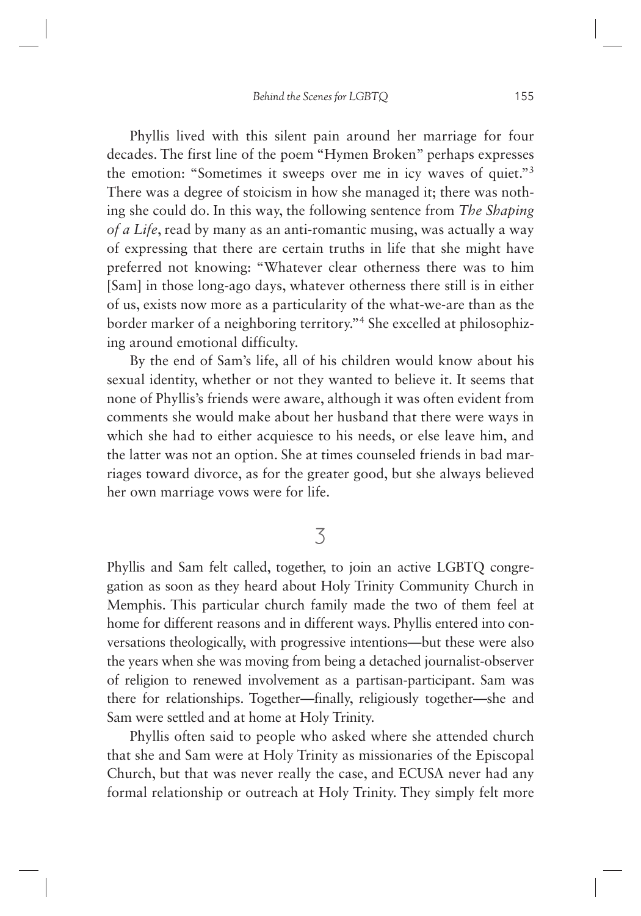Phyllis lived with this silent pain around her marriage for four decades. The first line of the poem "Hymen Broken" perhaps expresses the emotion: "Sometimes it sweeps over me in icy waves of quiet."[3] There was a degree of stoicism in how she managed it; there was nothing she could do. In this way, the following sentence from *The Shaping of a Life*, read by many as an anti-romantic musing, was actually a way of expressing that there are certain truths in life that she might have preferred not knowing: "Whatever clear otherness there was to him [Sam] in those long-ago days, whatever otherness there still is in either of us, exists now more as a particularity of the what-we-are than as the border marker of a neighboring territory."[4] She excelled at philosophizing around emotional difficulty.

By the end of Sam's life, all of his children would know about his sexual identity, whether or not they wanted to believe it. It seems that none of Phyllis's friends were aware, although it was often evident from comments she would make about her husband that there were ways in which she had to either acquiesce to his needs, or else leave him, and the latter was not an option. She at times counseled friends in bad marriages toward divorce, as for the greater good, but she always believed her own marriage vows were for life.

## 3

Phyllis and Sam felt called, together, to join an active LGBTQ congregation as soon as they heard about Holy Trinity Community Church in Memphis. This particular church family made the two of them feel at home for different reasons and in different ways. Phyllis entered into conversations theologically, with progressive intentions—but these were also the years when she was moving from being a detached journalist-observer of religion to renewed involvement as a partisan-participant. Sam was there for relationships. Together—finally, religiously together—she and Sam were settled and at home at Holy Trinity.

Phyllis often said to people who asked where she attended church that she and Sam were at Holy Trinity as missionaries of the Episcopal Church, but that was never really the case, and ECUSA never had any formal relationship or outreach at Holy Trinity. They simply felt more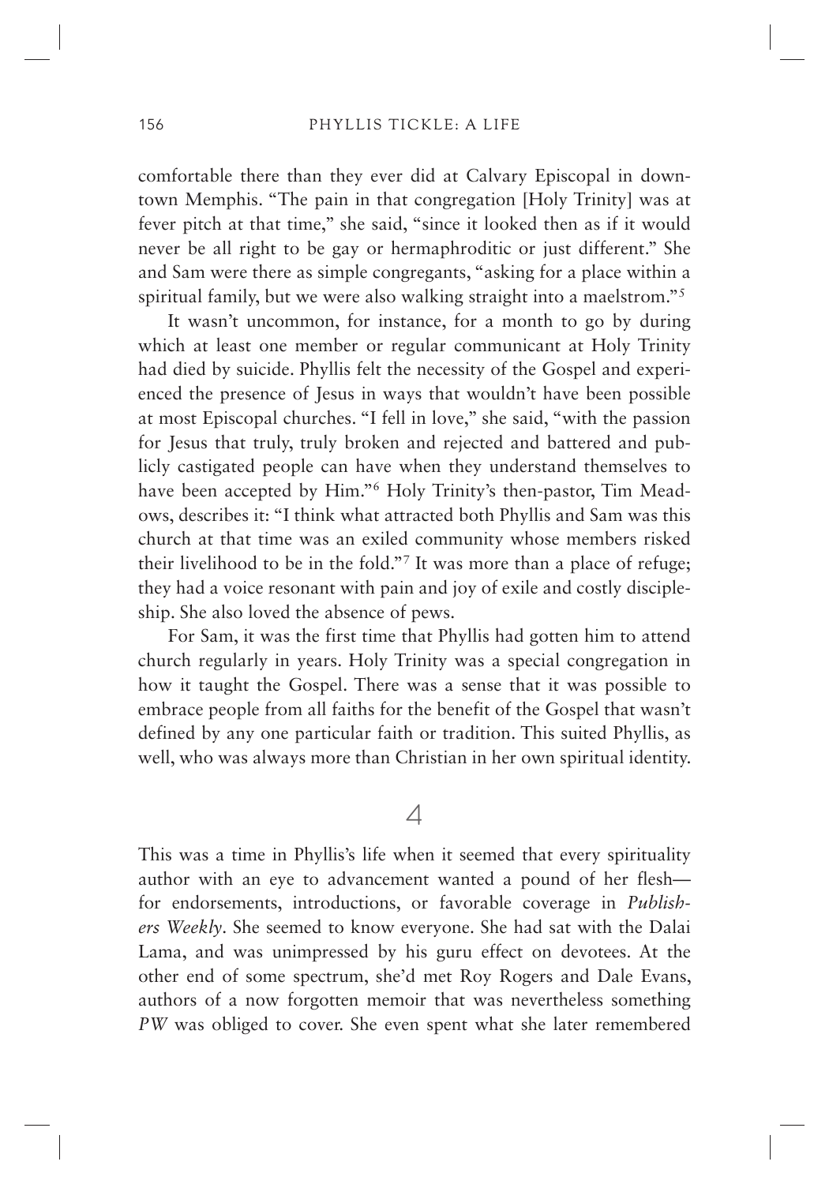comfortable there than they ever did at Calvary Episcopal in downtown Memphis. "The pain in that congregation [Holy Trinity] was at fever pitch at that time," she said, "since it looked then as if it would never be all right to be gay or hermaphroditic or just different." She and Sam were there as simple congregants, "asking for a place within a spiritual family, but we were also walking straight into a maelstrom."[5]

It wasn't uncommon, for instance, for a month to go by during which at least one member or regular communicant at Holy Trinity had died by suicide. Phyllis felt the necessity of the Gospel and experienced the presence of Jesus in ways that wouldn't have been possible at most Episcopal churches. "I fell in love," she said, "with the passion for Jesus that truly, truly broken and rejected and battered and publicly castigated people can have when they understand themselves to have been accepted by Him."[6] Holy Trinity's then-pastor, Tim Meadows, describes it: "I think what attracted both Phyllis and Sam was this church at that time was an exiled community whose members risked their livelihood to be in the fold."[7] It was more than a place of refuge; they had a voice resonant with pain and joy of exile and costly discipleship. She also loved the absence of pews.

For Sam, it was the first time that Phyllis had gotten him to attend church regularly in years. Holy Trinity was a special congregation in how it taught the Gospel. There was a sense that it was possible to embrace people from all faiths for the benefit of the Gospel that wasn't defined by any one particular faith or tradition. This suited Phyllis, as well, who was always more than Christian in her own spiritual identity.

## 4

This was a time in Phyllis's life when it seemed that every spirituality author with an eye to advancement wanted a pound of her flesh—for endorsements, introductions, or favorable coverage in *Publishers Weekly*. She seemed to know everyone. She had sat with the Dalai Lama, and was unimpressed by his guru effect on devotees. At the other end of some spectrum, she'd met Roy Rogers and Dale Evans, authors of a now forgotten memoir that was nevertheless something *PW* was obliged to cover. She even spent what she later remembered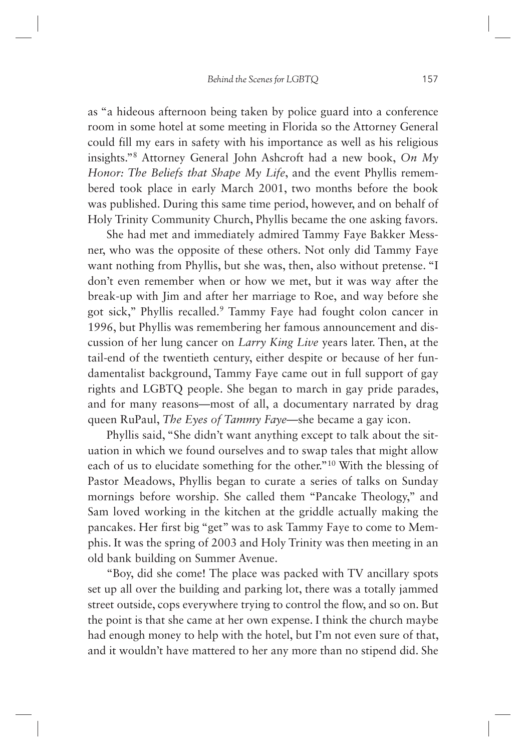as "a hideous afternoon being taken by police guard into a conference room in some hotel at some meeting in Florida so the Attorney General could fill my ears in safety with his importance as well as his religious insights."[8] Attorney General John Ashcroft had a new book, *On My Honor: The Beliefs that Shape My Life*, and the event Phyllis remembered took place in early March 2001, two months before the book was published. During this same time period, however, and on behalf of Holy Trinity Community Church, Phyllis became the one asking favors.

She had met and immediately admired Tammy Faye Bakker Messner, who was the opposite of these others. Not only did Tammy Faye want nothing from Phyllis, but she was, then, also without pretense. "I don't even remember when or how we met, but it was way after the break-up with Jim and after her marriage to Roe, and way before she got sick," Phyllis recalled.[9] Tammy Faye had fought colon cancer in 1996, but Phyllis was remembering her famous announcement and discussion of her lung cancer on *Larry King Live* years later. Then, at the tail-end of the twentieth century, either despite or because of her fundamentalist background, Tammy Faye came out in full support of gay rights and LGBTQ people. She began to march in gay pride parades, and for many reasons—most of all, a documentary narrated by drag queen RuPaul, *The Eyes of Tammy Faye*—she became a gay icon.

Phyllis said, "She didn't want anything except to talk about the situation in which we found ourselves and to swap tales that might allow each of us to elucidate something for the other."[10] With the blessing of Pastor Meadows, Phyllis began to curate a series of talks on Sunday mornings before worship. She called them "Pancake Theology," and Sam loved working in the kitchen at the griddle actually making the pancakes. Her first big "get" was to ask Tammy Faye to come to Memphis. It was the spring of 2003 and Holy Trinity was then meeting in an old bank building on Summer Avenue.

"Boy, did she come! The place was packed with TV ancillary spots set up all over the building and parking lot, there was a totally jammed street outside, cops everywhere trying to control the flow, and so on. But the point is that she came at her own expense. I think the church maybe had enough money to help with the hotel, but I'm not even sure of that, and it wouldn't have mattered to her any more than no stipend did. She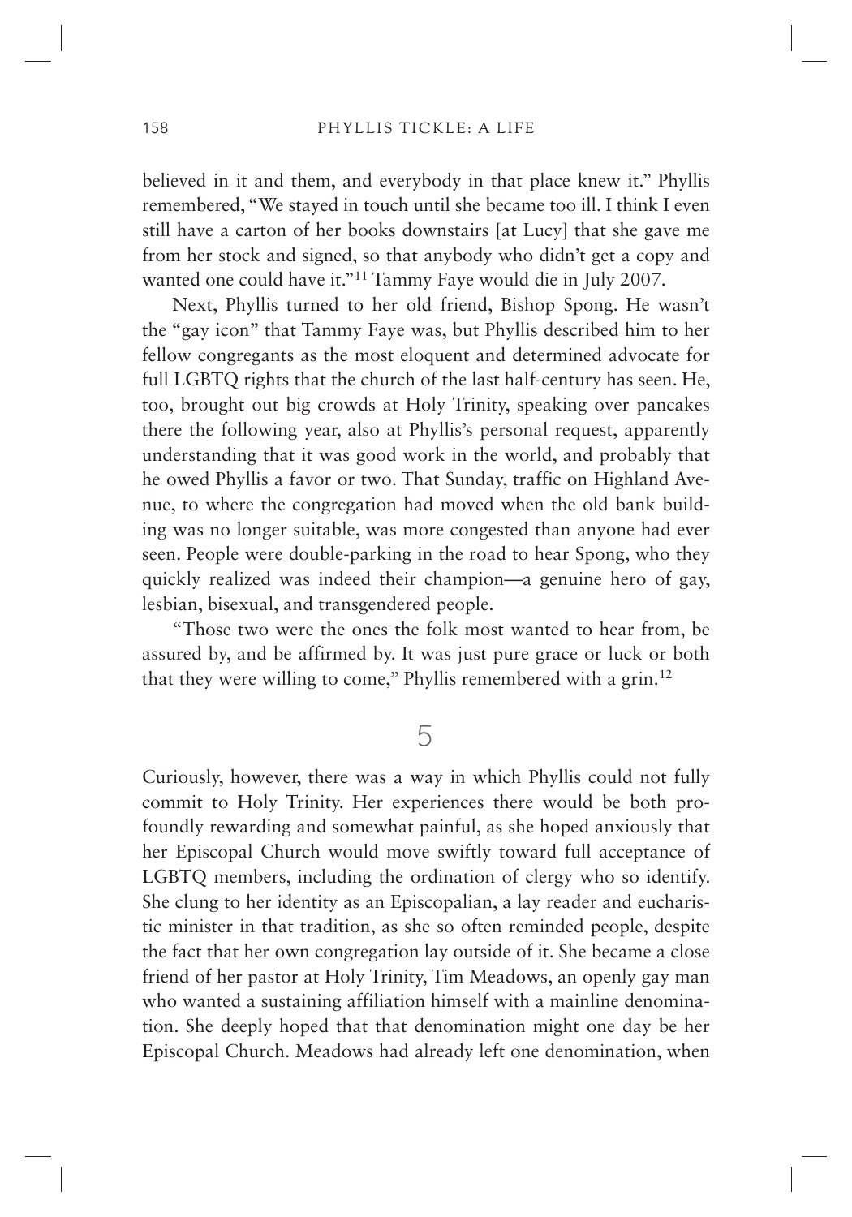believed in it and them, and everybody in that place knew it." Phyllis remembered, "We stayed in touch until she became too ill. I think I even still have a carton of her books downstairs [at Lucy] that she gave me from her stock and signed, so that anybody who didn't get a copy and wanted one could have it."[11] Tammy Faye would die in July 2007.

Next, Phyllis turned to her old friend, Bishop Spong. He wasn't the "gay icon" that Tammy Faye was, but Phyllis described him to her fellow congregants as the most eloquent and determined advocate for full LGBTQ rights that the church of the last half-century has seen. He, too, brought out big crowds at Holy Trinity, speaking over pancakes there the following year, also at Phyllis's personal request, apparently understanding that it was good work in the world, and probably that he owed Phyllis a favor or two. That Sunday, traffic on Highland Avenue, to where the congregation had moved when the old bank building was no longer suitable, was more congested than anyone had ever seen. People were double-parking in the road to hear Spong, who they quickly realized was indeed their champion—a genuine hero of gay, lesbian, bisexual, and transgendered people.

"Those two were the ones the folk most wanted to hear from, be assured by, and be affirmed by. It was just pure grace or luck or both that they were willing to come," Phyllis remembered with a grin.[12]

## 5

Curiously, however, there was a way in which Phyllis could not fully commit to Holy Trinity. Her experiences there would be both profoundly rewarding and somewhat painful, as she hoped anxiously that her Episcopal Church would move swiftly toward full acceptance of LGBTQ members, including the ordination of clergy who so identify. She clung to her identity as an Episcopalian, a lay reader and eucharistic minister in that tradition, as she so often reminded people, despite the fact that her own congregation lay outside of it. She became a close friend of her pastor at Holy Trinity, Tim Meadows, an openly gay man who wanted a sustaining affiliation himself with a mainline denomination. She deeply hoped that that denomination might one day be her Episcopal Church. Meadows had already left one denomination, when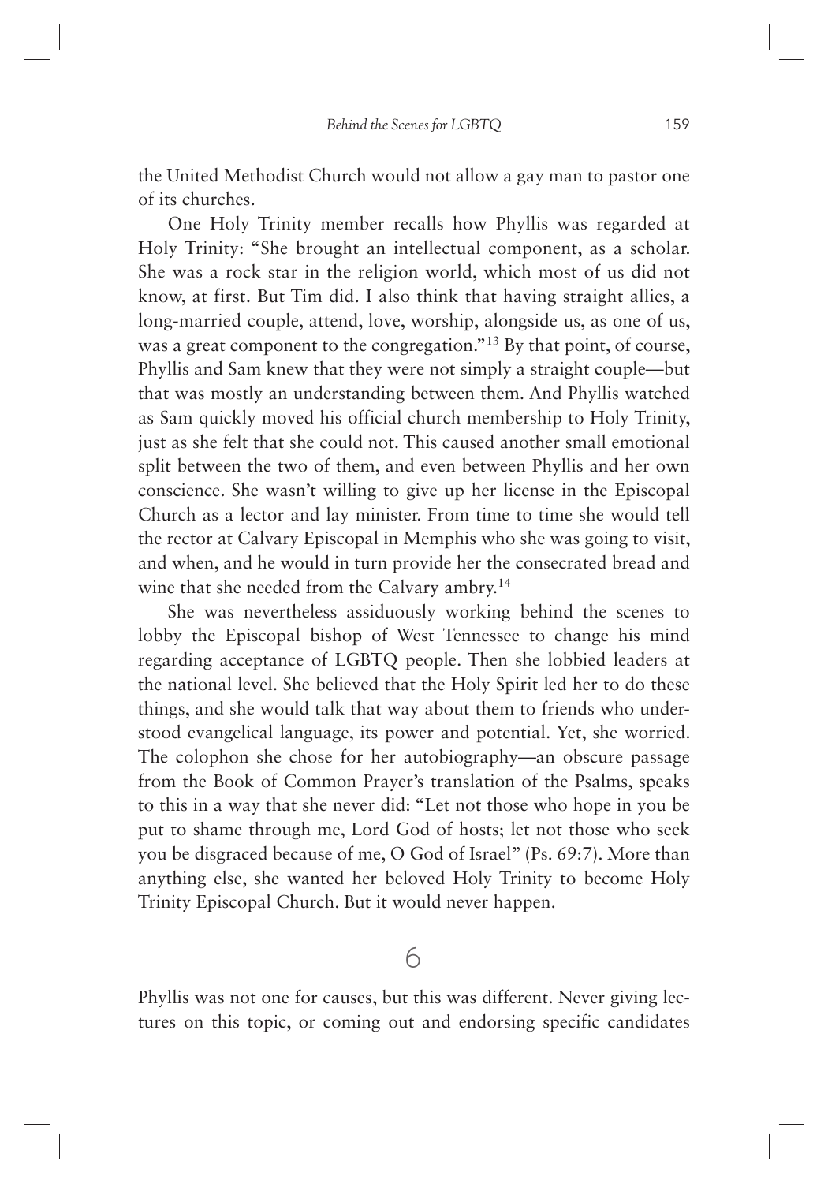the United Methodist Church would not allow a gay man to pastor one of its churches.

One Holy Trinity member recalls how Phyllis was regarded at Holy Trinity: "She brought an intellectual component, as a scholar. She was a rock star in the religion world, which most of us did not know, at first. But Tim did. I also think that having straight allies, a long-married couple, attend, love, worship, alongside us, as one of us, was a great component to the congregation."[13] By that point, of course, Phyllis and Sam knew that they were not simply a straight couple—but that was mostly an understanding between them. And Phyllis watched as Sam quickly moved his official church membership to Holy Trinity, just as she felt that she could not. This caused another small emotional split between the two of them, and even between Phyllis and her own conscience. She wasn't willing to give up her license in the Episcopal Church as a lector and lay minister. From time to time she would tell the rector at Calvary Episcopal in Memphis who she was going to visit, and when, and he would in turn provide her the consecrated bread and wine that she needed from the Calvary ambry.[14]

She was nevertheless assiduously working behind the scenes to lobby the Episcopal bishop of West Tennessee to change his mind regarding acceptance of LGBTQ people. Then she lobbied leaders at the national level. She believed that the Holy Spirit led her to do these things, and she would talk that way about them to friends who understood evangelical language, its power and potential. Yet, she worried. The colophon she chose for her autobiography—an obscure passage from the Book of Common Prayer's translation of the Psalms, speaks to this in a way that she never did: "Let not those who hope in you be put to shame through me, Lord God of hosts; let not those who seek you be disgraced because of me, O God of Israel" (Ps. 69:7). More than anything else, she wanted her beloved Holy Trinity to become Holy Trinity Episcopal Church. But it would never happen.

## 6

Phyllis was not one for causes, but this was different. Never giving lectures on this topic, or coming out and endorsing specific candidates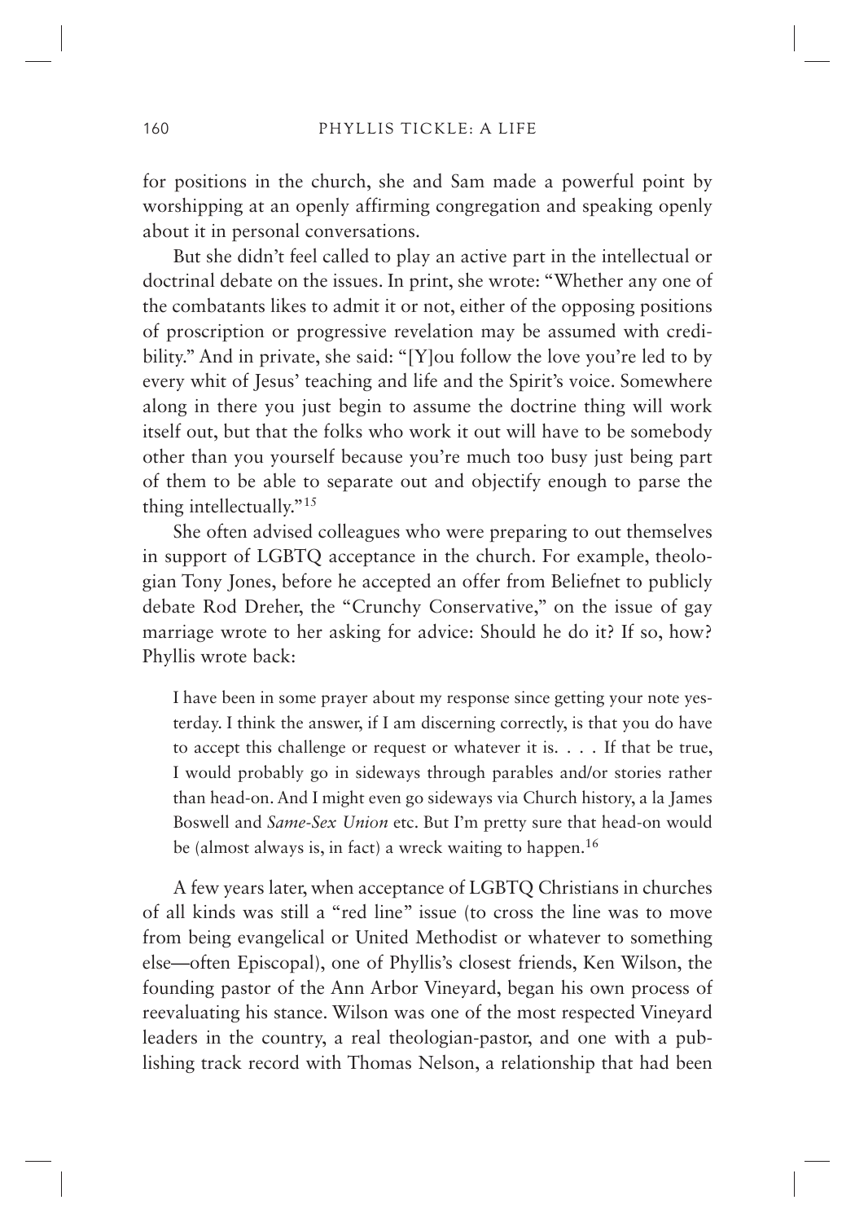for positions in the church, she and Sam made a powerful point by worshipping at an openly affirming congregation and speaking openly about it in personal conversations.

But she didn't feel called to play an active part in the intellectual or doctrinal debate on the issues. In print, she wrote: "Whether any one of the combatants likes to admit it or not, either of the opposing positions of proscription or progressive revelation may be assumed with credibility." And in private, she said: "[Y]ou follow the love you're led to by every whit of Jesus' teaching and life and the Spirit's voice. Somewhere along in there you just begin to assume the doctrine thing will work itself out, but that the folks who work it out will have to be somebody other than you yourself because you're much too busy just being part of them to be able to separate out and objectify enough to parse the thing intellectually."[15]

She often advised colleagues who were preparing to out themselves in support of LGBTQ acceptance in the church. For example, theologian Tony Jones, before he accepted an offer from Beliefnet to publicly debate Rod Dreher, the "Crunchy Conservative," on the issue of gay marriage wrote to her asking for advice: Should he do it? If so, how? Phyllis wrote back:

> I have been in some prayer about my response since getting your note yesterday. I think the answer, if I am discerning correctly, is that you do have to accept this challenge or request or whatever it is. . . . If that be true, I would probably go in sideways through parables and/or stories rather than head-on. And I might even go sideways via Church history, a la James Boswell and *Same-Sex Union* etc. But I'm pretty sure that head-on would be (almost always is, in fact) a wreck waiting to happen.[16]

A few years later, when acceptance of LGBTQ Christians in churches of all kinds was still a "red line" issue (to cross the line was to move from being evangelical or United Methodist or whatever to something else—often Episcopal), one of Phyllis's closest friends, Ken Wilson, the founding pastor of the Ann Arbor Vineyard, began his own process of reevaluating his stance. Wilson was one of the most respected Vineyard leaders in the country, a real theologian-pastor, and one with a publishing track record with Thomas Nelson, a relationship that had been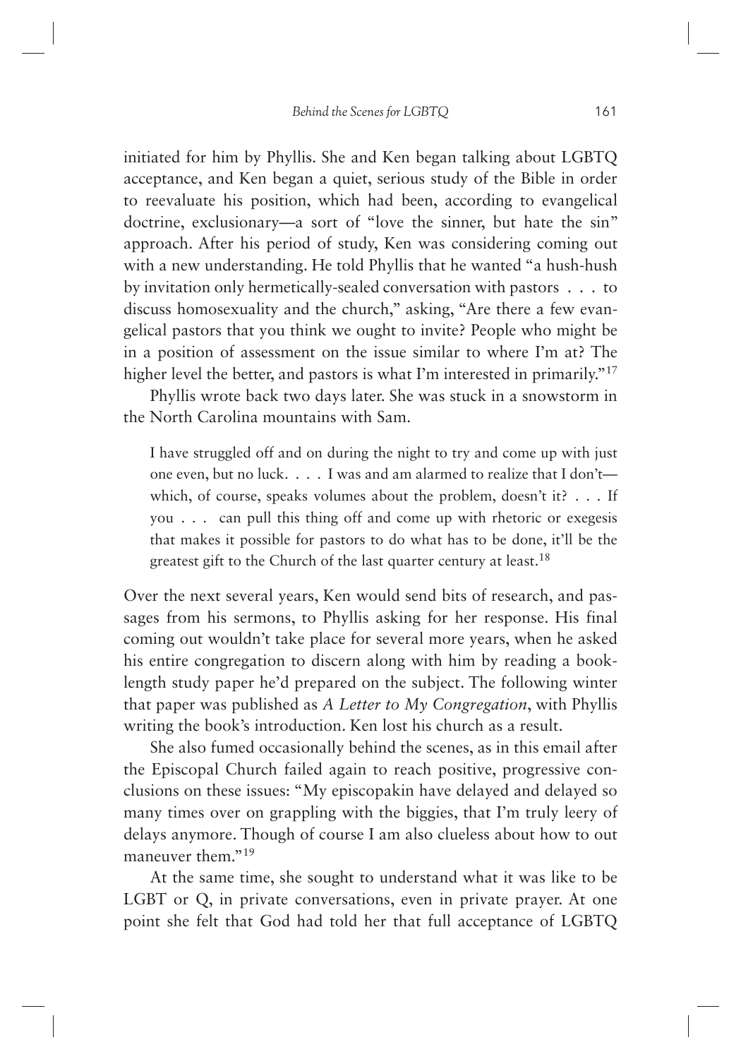initiated for him by Phyllis. She and Ken began talking about LGBTQ acceptance, and Ken began a quiet, serious study of the Bible in order to reevaluate his position, which had been, according to evangelical doctrine, exclusionary—a sort of "love the sinner, but hate the sin" approach. After his period of study, Ken was considering coming out with a new understanding. He told Phyllis that he wanted "a hush-hush by invitation only hermetically-sealed conversation with pastors . . . to discuss homosexuality and the church," asking, "Are there a few evangelical pastors that you think we ought to invite? People who might be in a position of assessment on the issue similar to where I'm at? The higher level the better, and pastors is what I'm interested in primarily."[17]

Phyllis wrote back two days later. She was stuck in a snowstorm in the North Carolina mountains with Sam.

> I have struggled off and on during the night to try and come up with just one even, but no luck. . . . I was and am alarmed to realize that I don't—which, of course, speaks volumes about the problem, doesn't it? . . . If you . . . can pull this thing off and come up with rhetoric or exegesis that makes it possible for pastors to do what has to be done, it'll be the greatest gift to the Church of the last quarter century at least.[18]

Over the next several years, Ken would send bits of research, and passages from his sermons, to Phyllis asking for her response. His final coming out wouldn't take place for several more years, when he asked his entire congregation to discern along with him by reading a book-length study paper he'd prepared on the subject. The following winter that paper was published as *A Letter to My Congregation*, with Phyllis writing the book's introduction. Ken lost his church as a result.

She also fumed occasionally behind the scenes, as in this email after the Episcopal Church failed again to reach positive, progressive conclusions on these issues: "My episcopakin have delayed and delayed so many times over on grappling with the biggies, that I'm truly leery of delays anymore. Though of course I am also clueless about how to out maneuver them."[19]

At the same time, she sought to understand what it was like to be LGBT or Q, in private conversations, even in private prayer. At one point she felt that God had told her that full acceptance of LGBTQ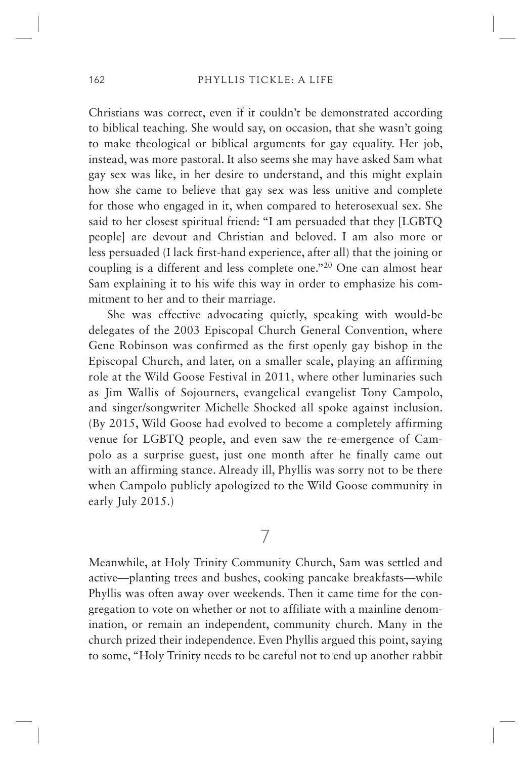Christians was correct, even if it couldn't be demonstrated according to biblical teaching. She would say, on occasion, that she wasn't going to make theological or biblical arguments for gay equality. Her job, instead, was more pastoral. It also seems she may have asked Sam what gay sex was like, in her desire to understand, and this might explain how she came to believe that gay sex was less unitive and complete for those who engaged in it, when compared to heterosexual sex. She said to her closest spiritual friend: "I am persuaded that they [LGBTQ people] are devout and Christian and beloved. I am also more or less persuaded (I lack first-hand experience, after all) that the joining or coupling is a different and less complete one."[20] One can almost hear Sam explaining it to his wife this way in order to emphasize his commitment to her and to their marriage.

She was effective advocating quietly, speaking with would-be delegates of the 2003 Episcopal Church General Convention, where Gene Robinson was confirmed as the first openly gay bishop in the Episcopal Church, and later, on a smaller scale, playing an affirming role at the Wild Goose Festival in 2011, where other luminaries such as Jim Wallis of Sojourners, evangelical evangelist Tony Campolo, and singer/songwriter Michelle Shocked all spoke against inclusion. (By 2015, Wild Goose had evolved to become a completely affirming venue for LGBTQ people, and even saw the re-emergence of Campolo as a surprise guest, just one month after he finally came out with an affirming stance. Already ill, Phyllis was sorry not to be there when Campolo publicly apologized to the Wild Goose community in early July 2015.)

## 7

Meanwhile, at Holy Trinity Community Church, Sam was settled and active—planting trees and bushes, cooking pancake breakfasts—while Phyllis was often away over weekends. Then it came time for the congregation to vote on whether or not to affiliate with a mainline denomination, or remain an independent, community church. Many in the church prized their independence. Even Phyllis argued this point, saying to some, "Holy Trinity needs to be careful not to end up another rabbit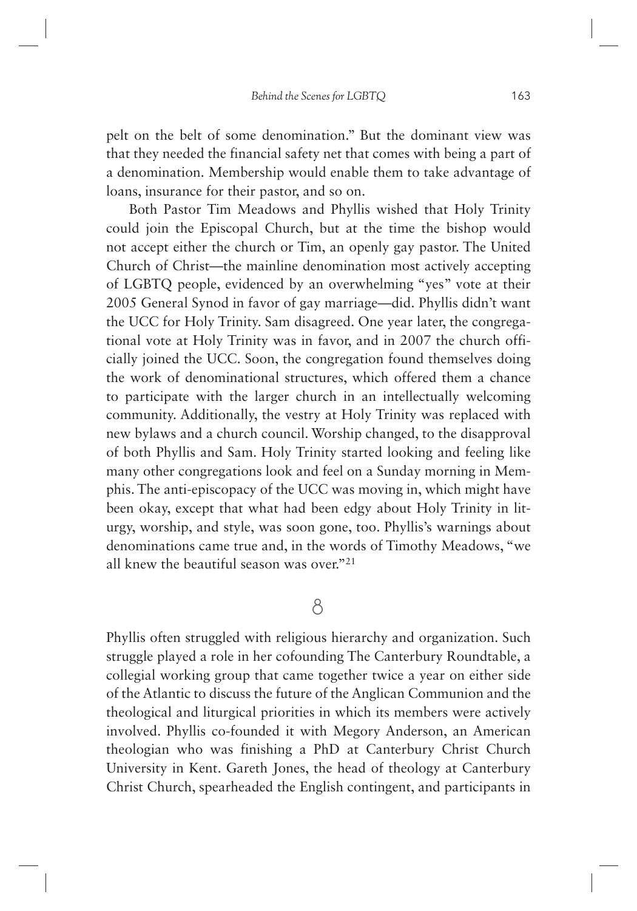pelt on the belt of some denomination." But the dominant view was that they needed the financial safety net that comes with being a part of a denomination. Membership would enable them to take advantage of loans, insurance for their pastor, and so on.

Both Pastor Tim Meadows and Phyllis wished that Holy Trinity could join the Episcopal Church, but at the time the bishop would not accept either the church or Tim, an openly gay pastor. The United Church of Christ—the mainline denomination most actively accepting of LGBTQ people, evidenced by an overwhelming "yes" vote at their 2005 General Synod in favor of gay marriage—did. Phyllis didn't want the UCC for Holy Trinity. Sam disagreed. One year later, the congregational vote at Holy Trinity was in favor, and in 2007 the church officially joined the UCC. Soon, the congregation found themselves doing the work of denominational structures, which offered them a chance to participate with the larger church in an intellectually welcoming community. Additionally, the vestry at Holy Trinity was replaced with new bylaws and a church council. Worship changed, to the disapproval of both Phyllis and Sam. Holy Trinity started looking and feeling like many other congregations look and feel on a Sunday morning in Memphis. The anti-episcopacy of the UCC was moving in, which might have been okay, except that what had been edgy about Holy Trinity in liturgy, worship, and style, was soon gone, too. Phyllis's warnings about denominations came true and, in the words of Timothy Meadows, "we all knew the beautiful season was over."[21]

8

Phyllis often struggled with religious hierarchy and organization. Such struggle played a role in her cofounding The Canterbury Roundtable, a collegial working group that came together twice a year on either side of the Atlantic to discuss the future of the Anglican Communion and the theological and liturgical priorities in which its members were actively involved. Phyllis co-founded it with Megory Anderson, an American theologian who was finishing a PhD at Canterbury Christ Church University in Kent. Gareth Jones, the head of theology at Canterbury Christ Church, spearheaded the English contingent, and participants in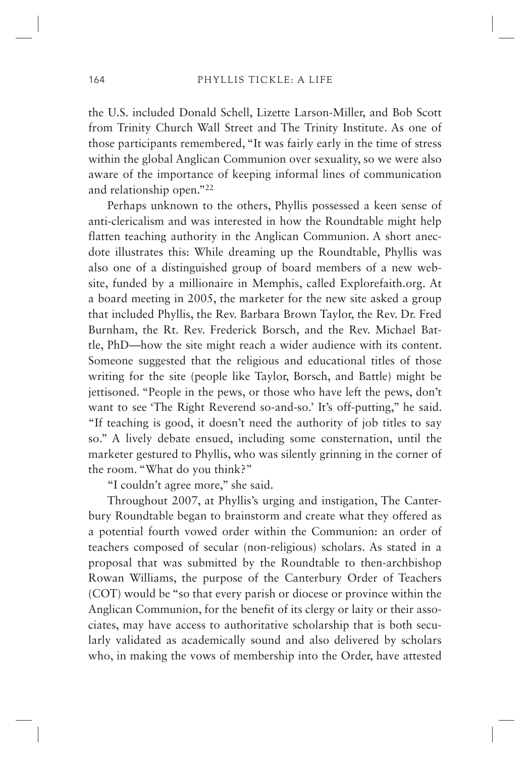the U.S. included Donald Schell, Lizette Larson-Miller, and Bob Scott from Trinity Church Wall Street and The Trinity Institute. As one of those participants remembered, "It was fairly early in the time of stress within the global Anglican Communion over sexuality, so we were also aware of the importance of keeping informal lines of communication and relationship open."[22]

Perhaps unknown to the others, Phyllis possessed a keen sense of anti-clericalism and was interested in how the Roundtable might help flatten teaching authority in the Anglican Communion. A short anecdote illustrates this: While dreaming up the Roundtable, Phyllis was also one of a distinguished group of board members of a new website, funded by a millionaire in Memphis, called Explorefaith.org. At a board meeting in 2005, the marketer for the new site asked a group that included Phyllis, the Rev. Barbara Brown Taylor, the Rev. Dr. Fred Burnham, the Rt. Rev. Frederick Borsch, and the Rev. Michael Battle, PhD—how the site might reach a wider audience with its content. Someone suggested that the religious and educational titles of those writing for the site (people like Taylor, Borsch, and Battle) might be jettisoned. "People in the pews, or those who have left the pews, don't want to see 'The Right Reverend so-and-so.' It's off-putting," he said. "If teaching is good, it doesn't need the authority of job titles to say so." A lively debate ensued, including some consternation, until the marketer gestured to Phyllis, who was silently grinning in the corner of the room. "What do you think?"

"I couldn't agree more," she said.

Throughout 2007, at Phyllis's urging and instigation, The Canterbury Roundtable began to brainstorm and create what they offered as a potential fourth vowed order within the Communion: an order of teachers composed of secular (non-religious) scholars. As stated in a proposal that was submitted by the Roundtable to then-archbishop Rowan Williams, the purpose of the Canterbury Order of Teachers (COT) would be "so that every parish or diocese or province within the Anglican Communion, for the benefit of its clergy or laity or their associates, may have access to authoritative scholarship that is both secularly validated as academically sound and also delivered by scholars who, in making the vows of membership into the Order, have attested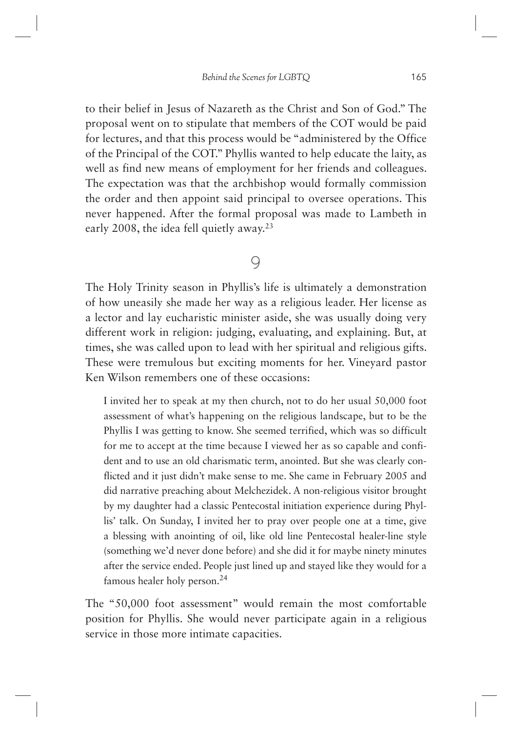to their belief in Jesus of Nazareth as the Christ and Son of God." The proposal went on to stipulate that members of the COT would be paid for lectures, and that this process would be "administered by the Office of the Principal of the COT." Phyllis wanted to help educate the laity, as well as find new means of employment for her friends and colleagues. The expectation was that the archbishop would formally commission the order and then appoint said principal to oversee operations. This never happened. After the formal proposal was made to Lambeth in early 2008, the idea fell quietly away.[23]

9

The Holy Trinity season in Phyllis's life is ultimately a demonstration of how uneasily she made her way as a religious leader. Her license as a lector and lay eucharistic minister aside, she was usually doing very different work in religion: judging, evaluating, and explaining. But, at times, she was called upon to lead with her spiritual and religious gifts. These were tremulous but exciting moments for her. Vineyard pastor Ken Wilson remembers one of these occasions:

> I invited her to speak at my then church, not to do her usual 50,000 foot assessment of what's happening on the religious landscape, but to be the Phyllis I was getting to know. She seemed terrified, which was so difficult for me to accept at the time because I viewed her as so capable and confident and to use an old charismatic term, anointed. But she was clearly conflicted and it just didn't make sense to me. She came in February 2005 and did narrative preaching about Melchezidek. A non-religious visitor brought by my daughter had a classic Pentecostal initiation experience during Phyllis' talk. On Sunday, I invited her to pray over people one at a time, give a blessing with anointing of oil, like old line Pentecostal healer-line style (something we'd never done before) and she did it for maybe ninety minutes after the service ended. People just lined up and stayed like they would for a famous healer holy person.[24]

The "50,000 foot assessment" would remain the most comfortable position for Phyllis. She would never participate again in a religious service in those more intimate capacities.